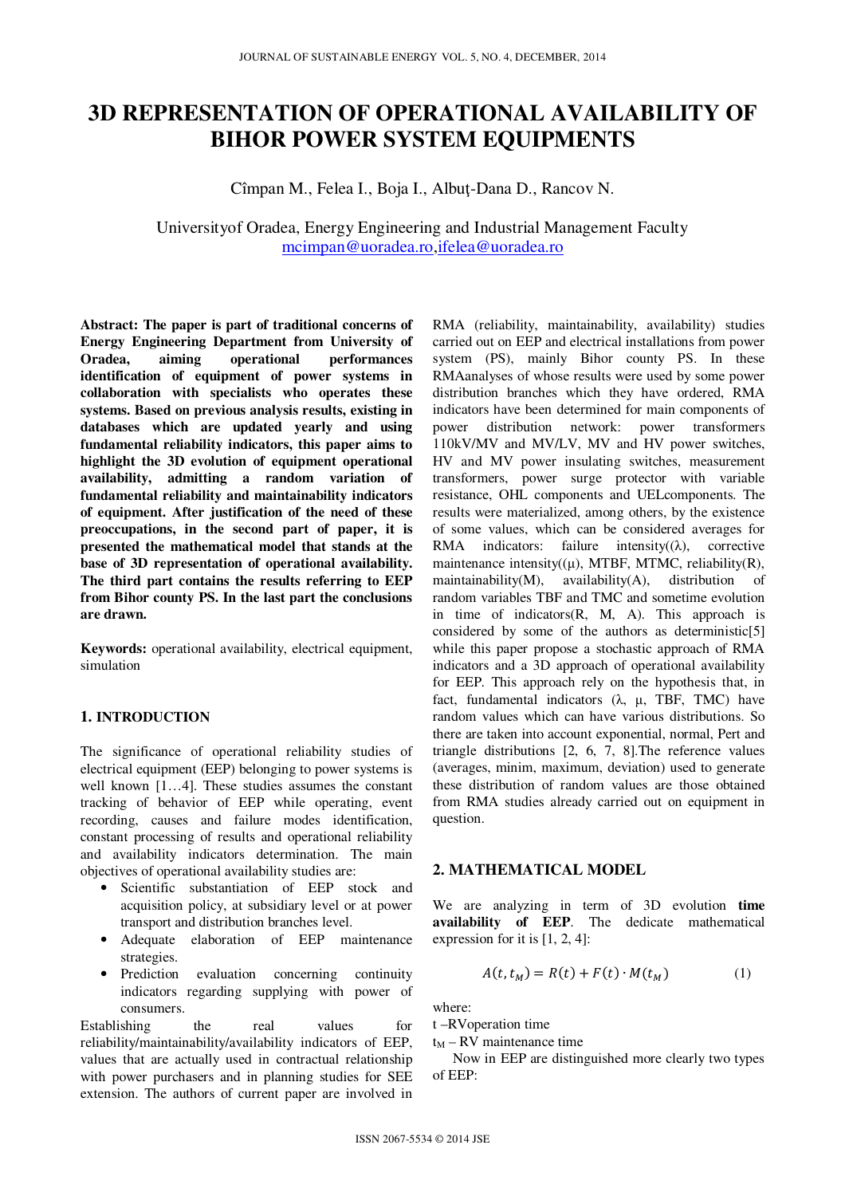# 3D REPRESENTATION OF OPERATIONAL AVAILABILITY OF BIHOR POWER SYSTEM EQUIPMENTS

Cîmpan M., Felea I., Boja I., Albuţ-Dana D., Rancov N.

Universityof Oradea, Energy Engineering and Industrial Management Faculty
mcimpan@uoradea.ro,ifelea@uoradea.ro

**Abstract: The paper is part of traditional concerns of Energy Engineering Department from University of Oradea, aiming operational performances identification of equipment of power systems in collaboration with specialists who operates these systems. Based on previous analysis results, existing in databases which are updated yearly and using fundamental reliability indicators, this paper aims to highlight the 3D evolution of equipment operational availability, admitting a random variation of fundamental reliability and maintainability indicators of equipment. After justification of the need of these preoccupations, in the second part of paper, it is presented the mathematical model that stands at the base of 3D representation of operational availability. The third part contains the results referring to EEP from Bihor county PS. In the last part the conclusions are drawn.**

**Keywords:** operational availability, electrical equipment, simulation

## 1. INTRODUCTION

The significance of operational reliability studies of electrical equipment (EEP) belonging to power systems is well known [1…4]. These studies assumes the constant tracking of behavior of EEP while operating, event recording, causes and failure modes identification, constant processing of results and operational reliability and availability indicators determination. The main objectives of operational availability studies are:

- Scientific substantiation of EEP stock and acquisition policy, at subsidiary level or at power transport and distribution branches level.
- Adequate elaboration of EEP maintenance strategies.
- Prediction evaluation concerning continuity indicators regarding supplying with power of consumers.

Establishing the real values for reliability/maintainability/availability indicators of EEP, values that are actually used in contractual relationship with power purchasers and in planning studies for SEE extension. The authors of current paper are involved in RMA (reliability, maintainability, availability) studies carried out on EEP and electrical installations from power system (PS), mainly Bihor county PS. In these RMAanalyses of whose results were used by some power distribution branches which they have ordered, RMA indicators have been determined for main components of power distribution network: power transformers 110kV/MV and MV/LV, MV and HV power switches, HV and MV power insulating switches, measurement transformers, power surge protector with variable resistance, OHL components and UELcomponents. The results were materialized, among others, by the existence of some values, which can be considered averages for RMA indicators: failure intensity((λ), corrective maintenance intensity((μ), MTBF, MTMC, reliability(R), maintainability(M), availability(A), distribution of random variables TBF and TMC and sometime evolution in time of indicators(R, M, A). This approach is considered by some of the authors as deterministic[5] while this paper propose a stochastic approach of RMA indicators and a 3D approach of operational availability for EEP. This approach rely on the hypothesis that, in fact, fundamental indicators (λ, μ, TBF, TMC) have random values which can have various distributions. So there are taken into account exponential, normal, Pert and triangle distributions [2, 6, 7, 8].The reference values (averages, minim, maximum, deviation) used to generate these distribution of random values are those obtained from RMA studies already carried out on equipment in question.

## 2. MATHEMATICAL MODEL

We are analyzing in term of 3D evolution **time availability of EEP**. The dedicate mathematical expression for it is [1, 2, 4]:

$$A(t, t_M) = R(t) + F(t) \cdot M(t_M) \tag{1}$$

where:

t –RVoperation time

$t_M$ – RV maintenance time

Now in EEP are distinguished more clearly two types of EEP: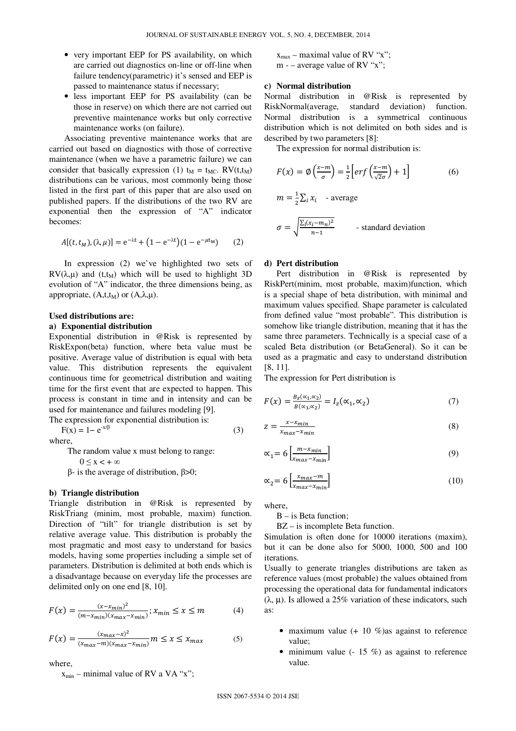- very important EEP for PS availability, on which are carried out diagnostics on-line or off-line when failure tendency(parametric) it's sensed and EEP is passed to maintenance status if necessary;
- less important EEP for PS availability (can be those in reserve) on which there are not carried out preventive maintenance works but only corrective maintenance works (on failure).

Associating preventive maintenance works that are carried out based on diagnostics with those of corrective maintenance (when we have a parametric failure) we can consider that basically expression (1) $t_M = t_{MC}$. RV($t,t_M$) distributions can be various, most commonly being those listed in the first part of this paper that are also used on published papers. If the distributions of the two RV are exponential then the expression of "A" indicator becomes:

$$A[(t,t_M),(\lambda,\mu)] = e^{-\lambda t} + \left(1 - e^{-\lambda t}\right)\left(1 - e^{-\mu t_M}\right) \qquad (2)$$

In expression (2) we've highlighted two sets of RV($\lambda,\mu$) and ($t,t_M$) which will be used to highlight 3D evolution of "A" indicator, the three dimensions being, as appropriate, ($A,t,t_M$) or ($A,\lambda,\mu$).

**Used distributions are:**

**a) Exponential distribution**

Exponential distribution in @Risk is represented by RiskExpon(beta) function, where beta value must be positive. Average value of distribution is equal with beta value. This distribution represents the equivalent continuous time for geometrical distribution and waiting time for the first event that are expected to happen. This process is constant in time and in intensity and can be used for maintenance and failures modeling [9].

The expression for exponential distribution is:

$$F(x) = 1 - e^{-x/\beta} \qquad (3)$$

where,

The random value x must belong to range:

$0 \leq x < +\infty$

$\beta$- is the average of distribution, $\beta>0$;

**b) Triangle distribution**

Triangle distribution in @Risk is represented by RiskTriang (minim, most probable, maxim) function. Direction of "tilt" for triangle distribution is set by relative average value. This distribution is probably the most pragmatic and most easy to understand for basics models, having some properties including a simple set of parameters. Distribution is delimited at both ends which is a disadvantage because on everyday life the processes are delimited only on one end [8, 10].

$$F(x) = \frac{(x - x_{min})^2}{(m - x_{min})(x_{max} - x_{min})}; x_{min} \leq x \leq m \qquad (4)$$

$$F(x) = \frac{(x_{max} - x)^2}{(x_{max} - m)(x_{max} - x_{min})} m \leq x \leq x_{max} \qquad (5)$$

where,

$x_{min}$ – minimal value of RV a VA "x";

$x_{max}$ – maximal value of RV "x";

m - – average value of RV "x";

**c) Normal distribution**

Normal distribution in @Risk is represented by RiskNormal(average, standard deviation) function. Normal distribution is a symmetrical continuous distribution which is not delimited on both sides and is described by two parameters [8]:

The expression for normal distribution is:

$$F(x) = \emptyset\left(\frac{x-m}{\sigma}\right) = \frac{1}{2}\left[erf\left(\frac{x-m}{\sqrt{2}\sigma}\right) + 1\right] \qquad (6)$$

$$m = \frac{1}{2}\sum_i x_i \quad \text{- average}$$

$$\sigma = \sqrt{\frac{\sum_i (x_i - m_n)^2}{n-1}} \quad \text{- standard deviation}$$

**d) Pert distribution**

Pert distribution in @Risk is represented by RiskPert(minim, most probable, maxim)function, which is a special shape of beta distribution, with minimal and maximum values specified. Shape parameter is calculated from defined value "most probable". This distribution is somehow like triangle distribution, meaning that it has the same three parameters. Technically is a special case of a scaled Beta distribution (or BetaGeneral). So it can be used as a pragmatic and easy to understand distribution [8, 11].

The expression for Pert distribution is

$$F(x) = \frac{B_z(\alpha_1,\alpha_2)}{B(\alpha_1,\alpha_2)} = I_z(\alpha_1,\alpha_2) \qquad (7)$$

$$z = \frac{x - x_{min}}{x_{max} - x_{min}} \qquad (8)$$

$$\alpha_1 = 6\left[\frac{m - x_{min}}{x_{max} - x_{min}}\right] \qquad (9)$$

$$\alpha_2 = 6\left[\frac{x_{max} - m}{x_{max} - x_{min}}\right] \qquad (10)$$

where,

B – is Beta function;

BZ – is incomplete Beta function.

Simulation is often done for 10000 iterations (maxim), but it can be done also for 5000, 1000, 500 and 100 iterations.

Usually to generate triangles distributions are taken as reference values (most probable) the values obtained from processing the operational data for fundamental indicators ($\lambda$, $\mu$). Is allowed a 25% variation of these indicators, such as:

- maximum value (+ 10 %)as against to reference value;
- minimum value (- 15 %) as against to reference value.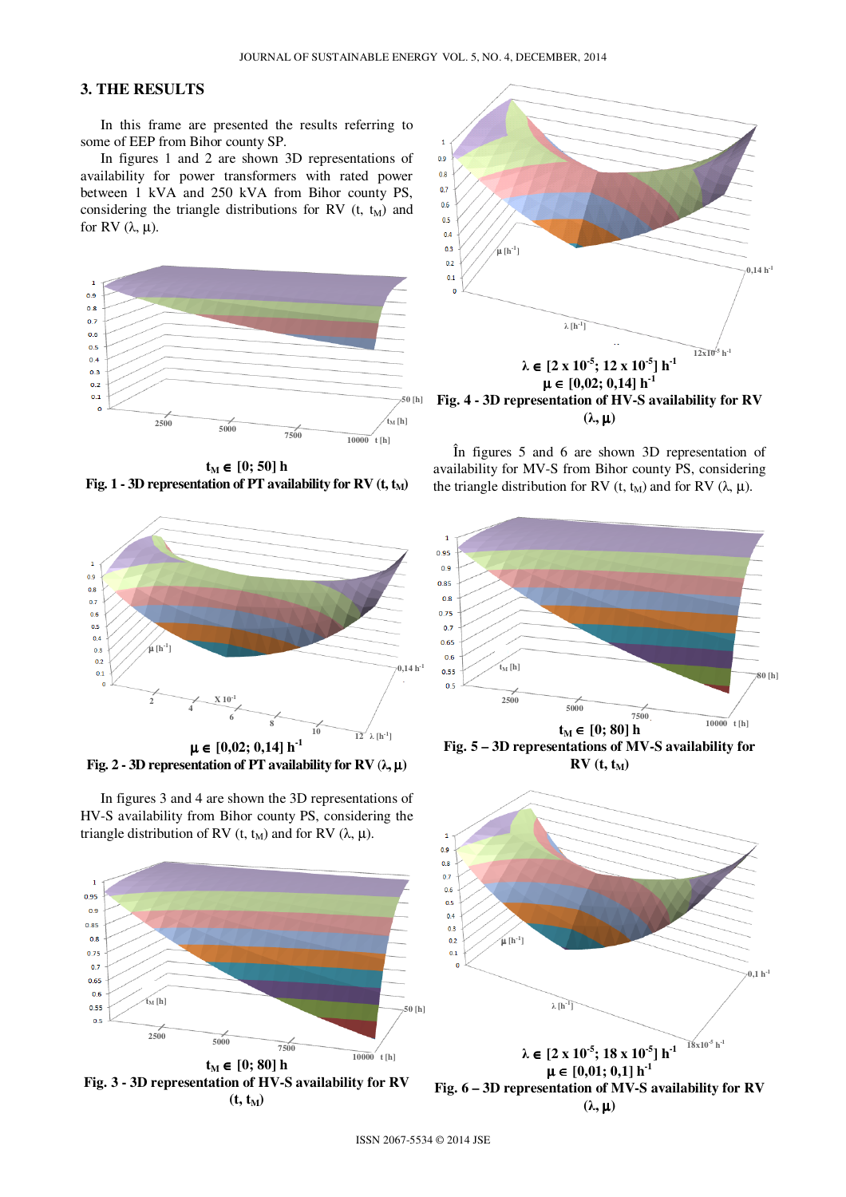## 3. THE RESULTS

In this frame are presented the results referring to some of EEP from Bihor county SP.

In figures 1 and 2 are shown 3D representations of availability for power transformers with rated power between 1 kVA and 250 kVA from Bihor county PS, considering the triangle distributions for RV (t, $t_M$) and for RV ($\lambda$, $\mu$).

$t_M \in [0; 50]$ h

**Fig. 1 - 3D representation of PT availability for RV (t, $t_M$)**

$\mu \in [0{,}02; 0{,}14]$ $h^{-1}$

**Fig. 2 - 3D representation of PT availability for RV ($\lambda$, $\mu$)**

In figures 3 and 4 are shown the 3D representations of HV-S availability from Bihor county PS, considering the triangle distribution of RV (t, $t_M$) and for RV ($\lambda$, $\mu$).

$t_M \in [0; 80]$ h

**Fig. 3 - 3D representation of HV-S availability for RV (t, $t_M$)**

$\lambda \in [2 \times 10^{-5}; 12 \times 10^{-5}]$ $h^{-1}$

$\mu \in [0{,}02; 0{,}14]$ $h^{-1}$

**Fig. 4 - 3D representation of HV-S availability for RV ($\lambda$, $\mu$)**

În figures 5 and 6 are shown 3D representation of availability for MV-S from Bihor county PS, considering the triangle distribution for RV (t, $t_M$) and for RV ($\lambda$, $\mu$).

$t_M \in [0; 80]$ h

**Fig. 5 – 3D representations of MV-S availability for RV (t, $t_M$)**

$\lambda \in [2 \times 10^{-5}; 18 \times 10^{-5}]$ $h^{-1}$

$\mu \in [0{,}01; 0{,}1]$ $h^{-1}$

**Fig. 6 – 3D representation of MV-S availability for RV ($\lambda$, $\mu$)**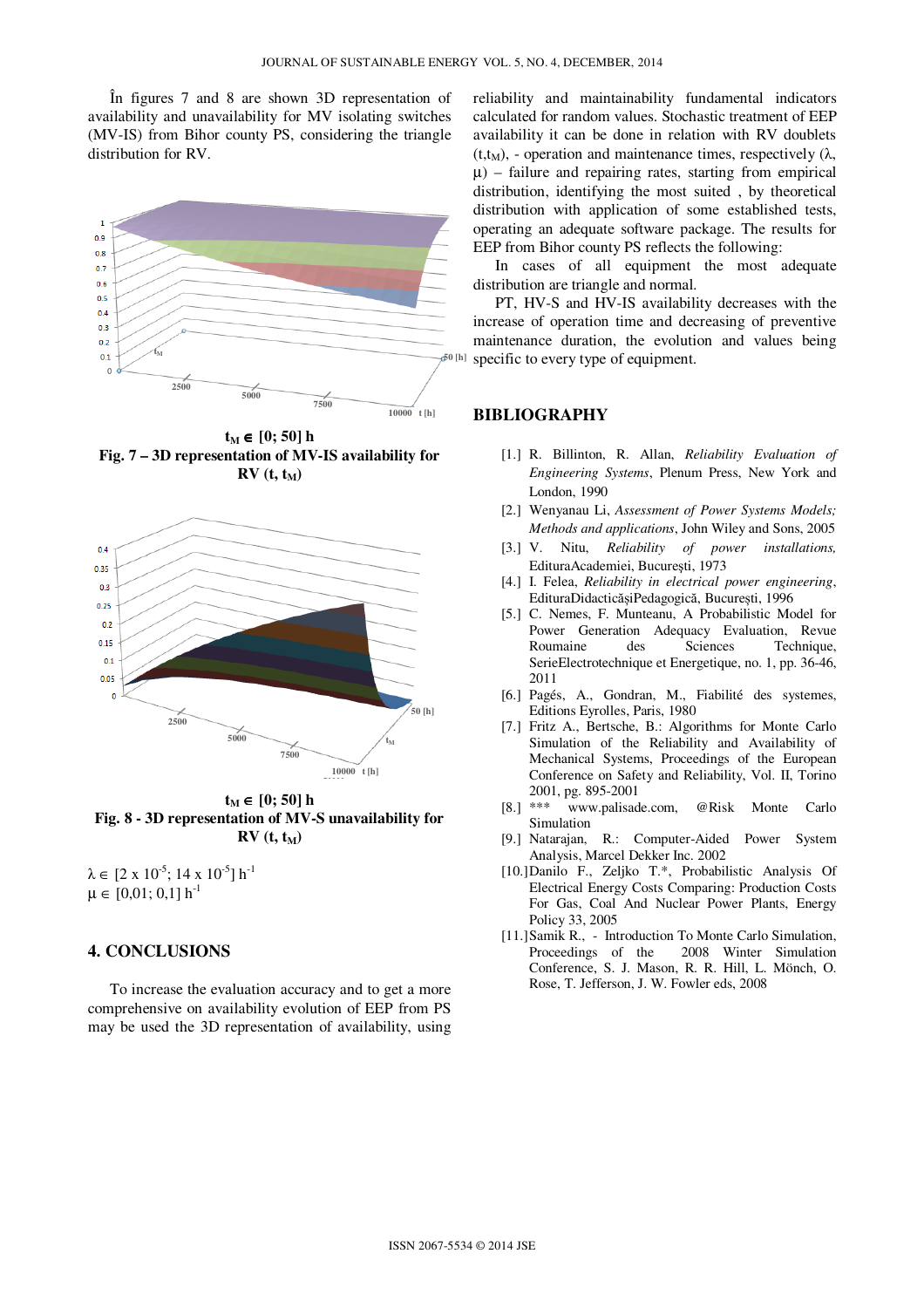În figures 7 and 8 are shown 3D representation of availability and unavailability for MV isolating switches (MV-IS) from Bihor county PS, considering the triangle distribution for RV.

1
0.9
0.8
0.7
0.6
0.5
0.4
0.3
0.2
0.1
0
$t_M$
2500
5000
7500
10000 t [h]
50 [h]

$t_M \in [0; 50]$ h

**Fig. 7 – 3D representation of MV-IS availability for RV (t, $t_M$)**

0.4
0.35
0.3
0.25
0.2
0.15
0.1
0.05
0
2500
5000
7500
10000 t [h]
$t_M$
50 [h]

$t_M \in [0; 50]$ h

**Fig. 8 - 3D representation of MV-S unavailability for RV (t, $t_M$)**

$\lambda \in [2 \times 10^{-5}; 14 \times 10^{-5}]\ h^{-1}$
$\mu \in [0{,}01; 0{,}1]\ h^{-1}$

## 4. CONCLUSIONS

To increase the evaluation accuracy and to get a more comprehensive on availability evolution of EEP from PS may be used the 3D representation of availability, using reliability and maintainability fundamental indicators calculated for random values. Stochastic treatment of EEP availability it can be done in relation with RV doublets (t,$t_M$), - operation and maintenance times, respectively ($\lambda$, $\mu$) – failure and repairing rates, starting from empirical distribution, identifying the most suited , by theoretical distribution with application of some established tests, operating an adequate software package. The results for EEP from Bihor county PS reflects the following:

In cases of all equipment the most adequate distribution are triangle and normal.

PT, HV-S and HV-IS availability decreases with the increase of operation time and decreasing of preventive maintenance duration, the evolution and values being specific to every type of equipment.

## BIBLIOGRAPHY

[1.] R. Billinton, R. Allan, *Reliability Evaluation of Engineering Systems*, Plenum Press, New York and London, 1990

[2.] Wenyanau Li, *Assessment of Power Systems Models; Methods and applications*, John Wiley and Sons, 2005

[3.] V. Nitu, *Reliability of power installations,* EdituraAcademiei, Bucureşti, 1973

[4.] I. Felea, *Reliability in electrical power engineering*, EdituraDidacticăşiPedagogică, Bucureşti, 1996

[5.] C. Nemes, F. Munteanu, A Probabilistic Model for Power Generation Adequacy Evaluation, Revue Roumaine des Sciences Technique, SerieElectrotechnique et Energetique, no. 1, pp. 36-46, 2011

[6.] Pagés, A., Gondran, M., Fiabilité des systemes, Editions Eyrolles, Paris, 1980

[7.] Fritz A., Bertsche, B.: Algorithms for Monte Carlo Simulation of the Reliability and Availability of Mechanical Systems, Proceedings of the European Conference on Safety and Reliability, Vol. II, Torino 2001, pg. 895-2001

[8.] *** www.palisade.com, @Risk Monte Carlo Simulation

[9.] Natarajan, R.: Computer-Aided Power System Analysis, Marcel Dekker Inc. 2002

[10.] Danilo F., Zeljko T.*, Probabilistic Analysis Of Electrical Energy Costs Comparing: Production Costs For Gas, Coal And Nuclear Power Plants, Energy Policy 33, 2005

[11.] Samik R., - Introduction To Monte Carlo Simulation, Proceedings of the 2008 Winter Simulation Conference, S. J. Mason, R. R. Hill, L. Mönch, O. Rose, T. Jefferson, J. W. Fowler eds, 2008